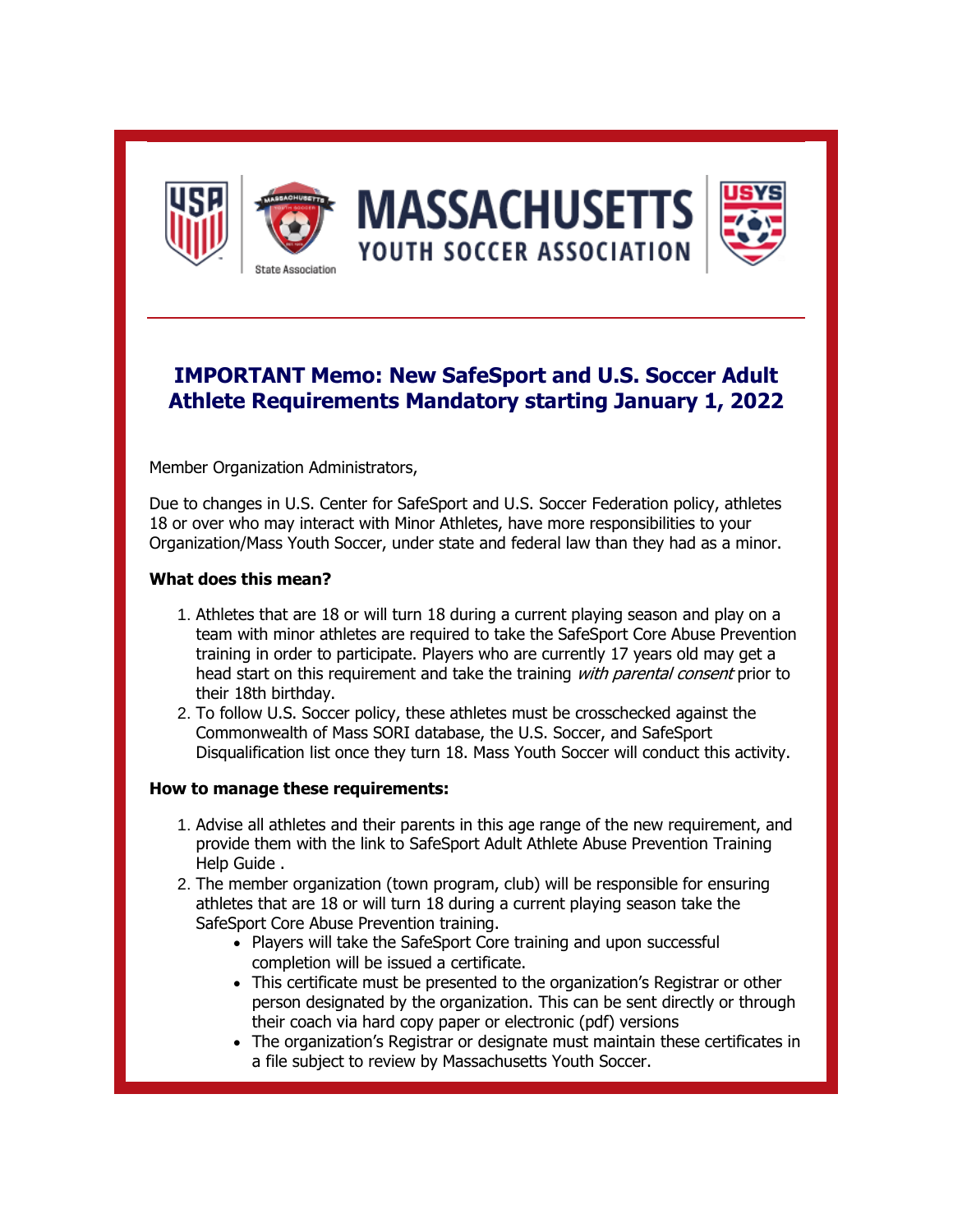# IMPORTANT Memo: New SafeSport and U.S. Soccer Adult Athlete Requirements Mandatory starting January 1, 2022

Member Organization Administrators,

Due to changes in U.S. Center for SafeSport and U.S. Soccer Federation policy, athletes 18 or over who may interact with Minor Athletes, have more responsibilities to your Organization/Mass Youth Soccer, under state and federal law than they had as a minor.

**What does this mean?**

1. Athletes that are 18 or will turn 18 during a current playing season and play on a team with minor athletes are required to take the SafeSport Core Abuse Prevention training in order to participate. Players who are currently 17 years old may get a head start on this requirement and take the training *with parental consent* prior to their 18th birthday.
2. To follow U.S. Soccer policy, these athletes must be crosschecked against the Commonwealth of Mass SORI database, the U.S. Soccer, and SafeSport Disqualification list once they turn 18. Mass Youth Soccer will conduct this activity.

**How to manage these requirements:**

1. Advise all athletes and their parents in this age range of the new requirement, and provide them with the link to SafeSport Adult Athlete Abuse Prevention Training Help Guide .
2. The member organization (town program, club) will be responsible for ensuring athletes that are 18 or will turn 18 during a current playing season take the SafeSport Core Abuse Prevention training.
   - Players will take the SafeSport Core training and upon successful completion will be issued a certificate.
   - This certificate must be presented to the organization's Registrar or other person designated by the organization. This can be sent directly or through their coach via hard copy paper or electronic (pdf) versions
   - The organization's Registrar or designate must maintain these certificates in a file subject to review by Massachusetts Youth Soccer.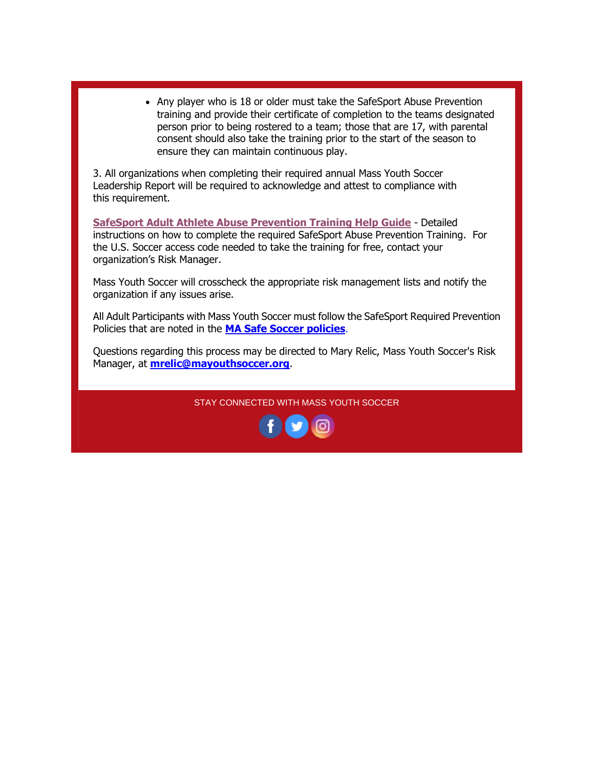- Any player who is 18 or older must take the SafeSport Abuse Prevention training and provide their certificate of completion to the teams designated person prior to being rostered to a team; those that are 17, with parental consent should also take the training prior to the start of the season to ensure they can maintain continuous play.

3. All organizations when completing their required annual Mass Youth Soccer Leadership Report will be required to acknowledge and attest to compliance with this requirement.

**SafeSport Adult Athlete Abuse Prevention Training Help Guide** - Detailed instructions on how to complete the required SafeSport Abuse Prevention Training. For the U.S. Soccer access code needed to take the training for free, contact your organization's Risk Manager.

Mass Youth Soccer will crosscheck the appropriate risk management lists and notify the organization if any issues arise.

All Adult Participants with Mass Youth Soccer must follow the SafeSport Required Prevention Policies that are noted in the **MA Safe Soccer policies**.

Questions regarding this process may be directed to Mary Relic, Mass Youth Soccer's Risk Manager, at **mrelic@mayouthsoccer.org**.

STAY CONNECTED WITH MASS YOUTH SOCCER